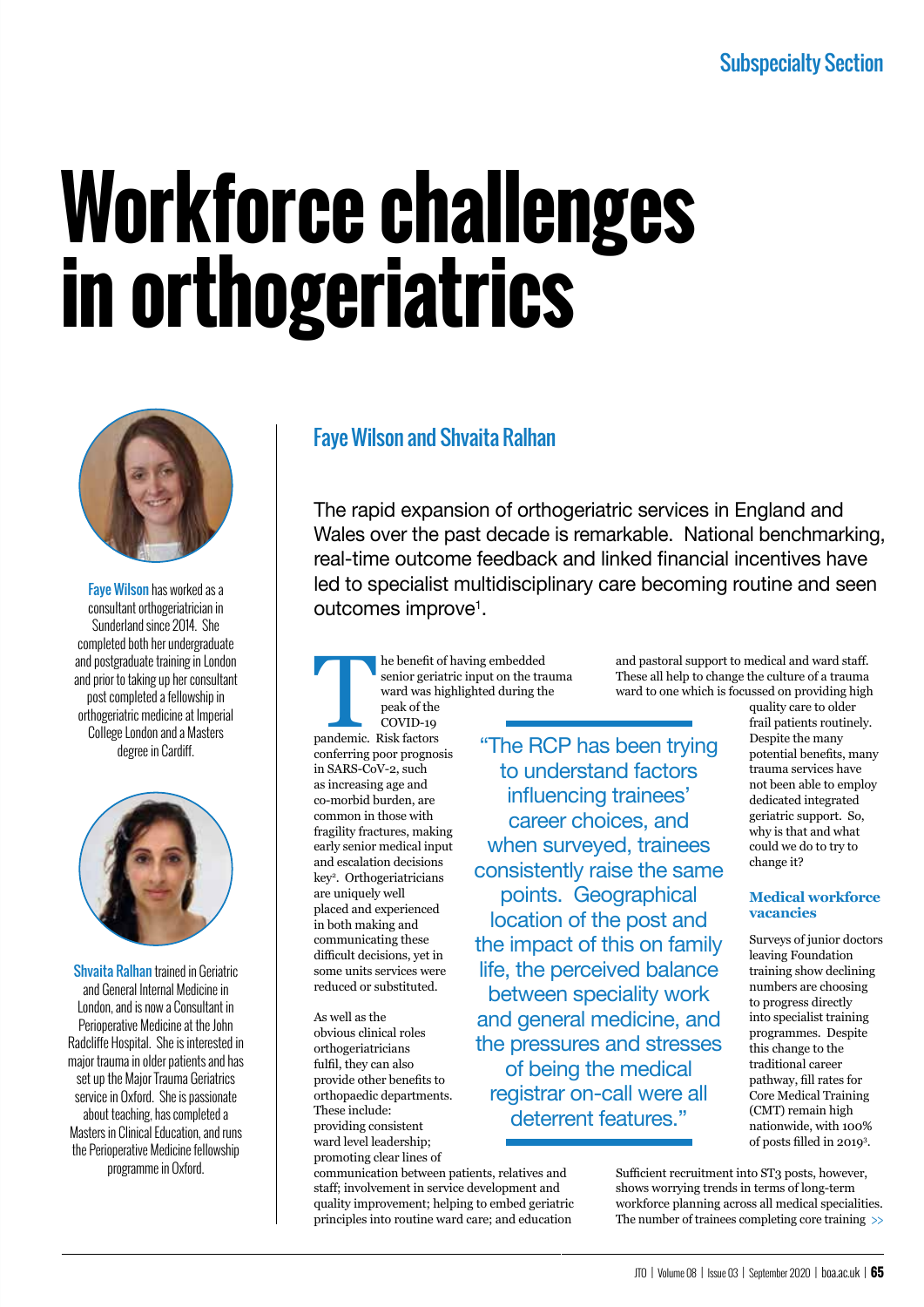Subspecialty Section

# Workforce challenges in orthogeriatrics

**Faye Wilson** has worked as a consultant orthogeriatrician in Sunderland since 2014. She completed both her undergraduate and postgraduate training in London and prior to taking up her consultant post completed a fellowship in orthogeriatric medicine at Imperial College London and a Masters degree in Cardiff.

**Shvaita Ralhan** trained in Geriatric and General Internal Medicine in London, and is now a Consultant in Perioperative Medicine at the John Radcliffe Hospital. She is interested in major trauma in older patients and has set up the Major Trauma Geriatrics service in Oxford. She is passionate about teaching, has completed a Masters in Clinical Education, and runs the Perioperative Medicine fellowship programme in Oxford.

## Faye Wilson and Shvaita Ralhan

The rapid expansion of orthogeriatric services in England and Wales over the past decade is remarkable. National benchmarking, real-time outcome feedback and linked financial incentives have led to specialist multidisciplinary care becoming routine and seen outcomes improve[1].

The benefit of having embedded senior geriatric input on the trauma ward was highlighted during the peak of the COVID-19 pandemic. Risk factors conferring poor prognosis in SARS-CoV-2, such as increasing age and co-morbid burden, are common in those with fragility fractures, making early senior medical input and escalation decisions key[2]. Orthogeriatricians are uniquely well placed and experienced in both making and communicating these difficult decisions, yet in some units services were reduced or substituted.

As well as the obvious clinical roles orthogeriatricians fulfil, they can also provide other benefits to orthopaedic departments. These include: providing consistent ward level leadership; promoting clear lines of communication between patients, relatives and staff; involvement in service development and quality improvement; helping to embed geriatric principles into routine ward care; and education and pastoral support to medical and ward staff. These all help to change the culture of a trauma ward to one which is focussed on providing high quality care to older frail patients routinely. Despite the many potential benefits, many trauma services have not been able to employ dedicated integrated geriatric support. So, why is that and what could we do to try to change it?

> "The RCP has been trying to understand factors influencing trainees' career choices, and when surveyed, trainees consistently raise the same points. Geographical location of the post and the impact of this on family life, the perceived balance between speciality work and general medicine, and the pressures and stresses of being the medical registrar on-call were all deterrent features."

### Medical workforce vacancies

Surveys of junior doctors leaving Foundation training show declining numbers are choosing to progress directly into specialist training programmes. Despite this change to the traditional career pathway, fill rates for Core Medical Training (CMT) remain high nationwide, with 100% of posts filled in 2019[3].

Sufficient recruitment into ST3 posts, however, shows worrying trends in terms of long-term workforce planning across all medical specialities. The number of trainees completing core training >>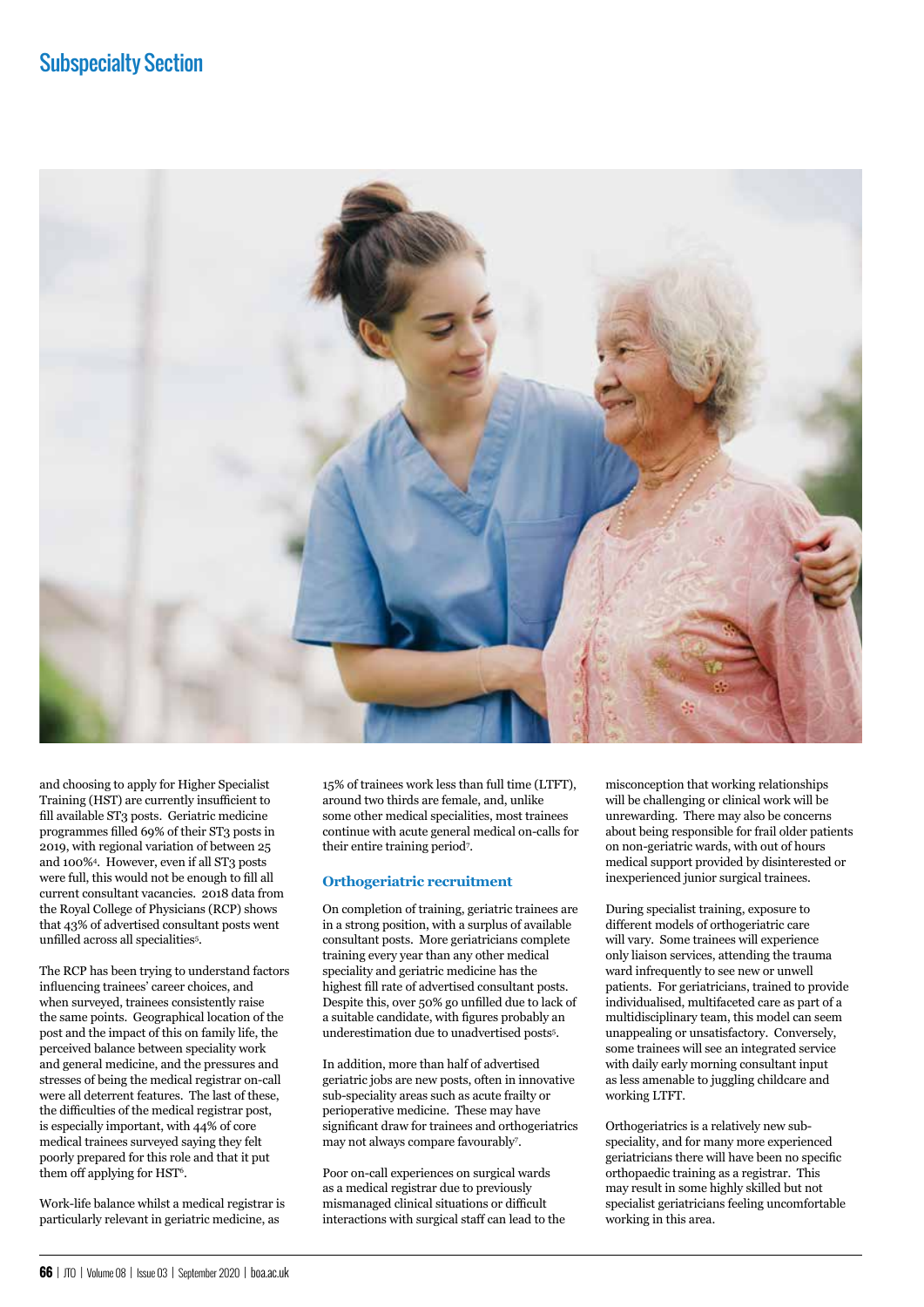and choosing to apply for Higher Specialist Training (HST) are currently insufficient to fill available ST3 posts. Geriatric medicine programmes filled 69% of their ST3 posts in 2019, with regional variation of between 25 and 100%[4]. However, even if all ST3 posts were full, this would not be enough to fill all current consultant vacancies. 2018 data from the Royal College of Physicians (RCP) shows that 43% of advertised consultant posts went unfilled across all specialities[5].

The RCP has been trying to understand factors influencing trainees' career choices, and when surveyed, trainees consistently raise the same points. Geographical location of the post and the impact of this on family life, the perceived balance between speciality work and general medicine, and the pressures and stresses of being the medical registrar on-call were all deterrent features. The last of these, the difficulties of the medical registrar post, is especially important, with 44% of core medical trainees surveyed saying they felt poorly prepared for this role and that it put them off applying for HST[6].

Work-life balance whilst a medical registrar is particularly relevant in geriatric medicine, as 15% of trainees work less than full time (LTFT), around two thirds are female, and, unlike some other medical specialities, most trainees continue with acute general medical on-calls for their entire training period[7].

## Orthogeriatric recruitment

On completion of training, geriatric trainees are in a strong position, with a surplus of available consultant posts. More geriatricians complete training every year than any other medical speciality and geriatric medicine has the highest fill rate of advertised consultant posts. Despite this, over 50% go unfilled due to lack of a suitable candidate, with figures probably an underestimation due to unadvertised posts[5].

In addition, more than half of advertised geriatric jobs are new posts, often in innovative sub-speciality areas such as acute frailty or perioperative medicine. These may have significant draw for trainees and orthogeriatrics may not always compare favourably[7].

Poor on-call experiences on surgical wards as a medical registrar due to previously mismanaged clinical situations or difficult interactions with surgical staff can lead to the misconception that working relationships will be challenging or clinical work will be unrewarding. There may also be concerns about being responsible for frail older patients on non-geriatric wards, with out of hours medical support provided by disinterested or inexperienced junior surgical trainees.

During specialist training, exposure to different models of orthogeriatric care will vary. Some trainees will experience only liaison services, attending the trauma ward infrequently to see new or unwell patients. For geriatricians, trained to provide individualised, multifaceted care as part of a multidisciplinary team, this model can seem unappealing or unsatisfactory. Conversely, some trainees will see an integrated service with daily early morning consultant input as less amenable to juggling childcare and working LTFT.

Orthogeriatrics is a relatively new sub-speciality, and for many more experienced geriatricians there will have been no specific orthopaedic training as a registrar. This may result in some highly skilled but not specialist geriatricians feeling uncomfortable working in this area.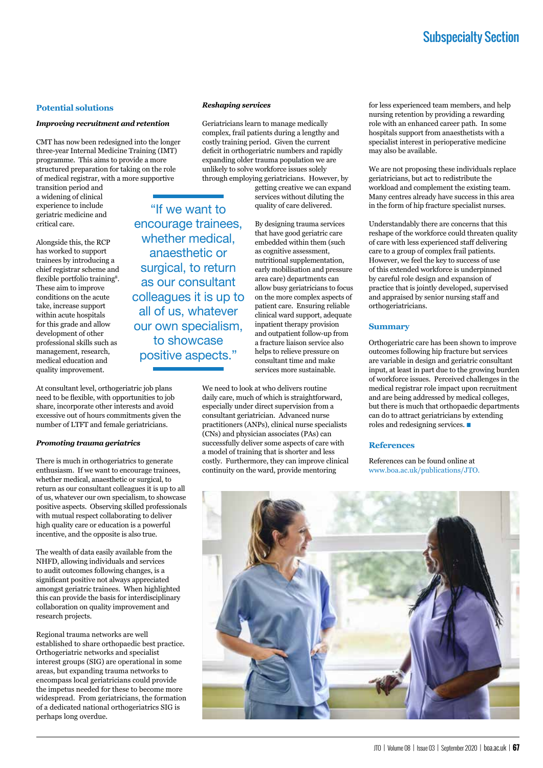## Potential solutions

### *Improving recruitment and retention*

CMT has now been redesigned into the longer three-year Internal Medicine Training (IMT) programme. This aims to provide a more structured preparation for taking on the role of medical registrar, with a more supportive transition period and a widening of clinical experience to include geriatric medicine and critical care.

Alongside this, the RCP has worked to support trainees by introducing a chief registrar scheme and flexible portfolio training[8]. These aim to improve conditions on the acute take, increase support within acute hospitals for this grade and allow development of other professional skills such as management, research, medical education and quality improvement.

At consultant level, orthogeriatric job plans need to be flexible, with opportunities to job share, incorporate other interests and avoid excessive out of hours commitments given the number of LTFT and female geriatricians.

### *Promoting trauma geriatrics*

There is much in orthogeriatrics to generate enthusiasm. If we want to encourage trainees, whether medical, anaesthetic or surgical, to return as our consultant colleagues it is up to all of us, whatever our own specialism, to showcase positive aspects. Observing skilled professionals with mutual respect collaborating to deliver high quality care or education is a powerful incentive, and the opposite is also true.

The wealth of data easily available from the NHFD, allowing individuals and services to audit outcomes following changes, is a significant positive not always appreciated amongst geriatric trainees. When highlighted this can provide the basis for interdisciplinary collaboration on quality improvement and research projects.

Regional trauma networks are well established to share orthopaedic best practice. Orthogeriatric networks and specialist interest groups (SIG) are operational in some areas, but expanding trauma networks to encompass local geriatricians could provide the impetus needed for these to become more widespread. From geriatricians, the formation of a dedicated national orthogeriatrics SIG is perhaps long overdue.

> "If we want to encourage trainees, whether medical, anaesthetic or surgical, to return as our consultant colleagues it is up to all of us, whatever our own specialism, to showcase positive aspects."

### *Reshaping services*

Geriatricians learn to manage medically complex, frail patients during a lengthy and costly training period. Given the current deficit in orthogeriatric numbers and rapidly expanding older trauma population we are unlikely to solve workforce issues solely through employing geriatricians. However, by getting creative we can expand services without diluting the quality of care delivered.

By designing trauma services that have good geriatric care embedded within them (such as cognitive assessment, nutritional supplementation, early mobilisation and pressure area care) departments can allow busy geriatricians to focus on the more complex aspects of patient care. Ensuring reliable clinical ward support, adequate inpatient therapy provision and outpatient follow-up from a fracture liaison service also helps to relieve pressure on consultant time and make services more sustainable.

We need to look at who delivers routine daily care, much of which is straightforward, especially under direct supervision from a consultant geriatrician. Advanced nurse practitioners (ANPs), clinical nurse specialists (CNs) and physician associates (PAs) can successfully deliver some aspects of care with a model of training that is shorter and less costly. Furthermore, they can improve clinical continuity on the ward, provide mentoring for less experienced team members, and help nursing retention by providing a rewarding role with an enhanced career path. In some hospitals support from anaesthetists with a specialist interest in perioperative medicine may also be available.

We are not proposing these individuals replace geriatricians, but act to redistribute the workload and complement the existing team. Many centres already have success in this area in the form of hip fracture specialist nurses.

Understandably there are concerns that this reshape of the workforce could threaten quality of care with less experienced staff delivering care to a group of complex frail patients. However, we feel the key to success of use of this extended workforce is underpinned by careful role design and expansion of practice that is jointly developed, supervised and appraised by senior nursing staff and orthogeriatricians.

## Summary

Orthogeriatric care has been shown to improve outcomes following hip fracture but services are variable in design and geriatric consultant input, at least in part due to the growing burden of workforce issues. Perceived challenges in the medical registrar role impact upon recruitment and are being addressed by medical colleges, but there is much that orthopaedic departments can do to attract geriatricians by extending roles and redesigning services. ■

## References

References can be found online at www.boa.ac.uk/publications/JTO.